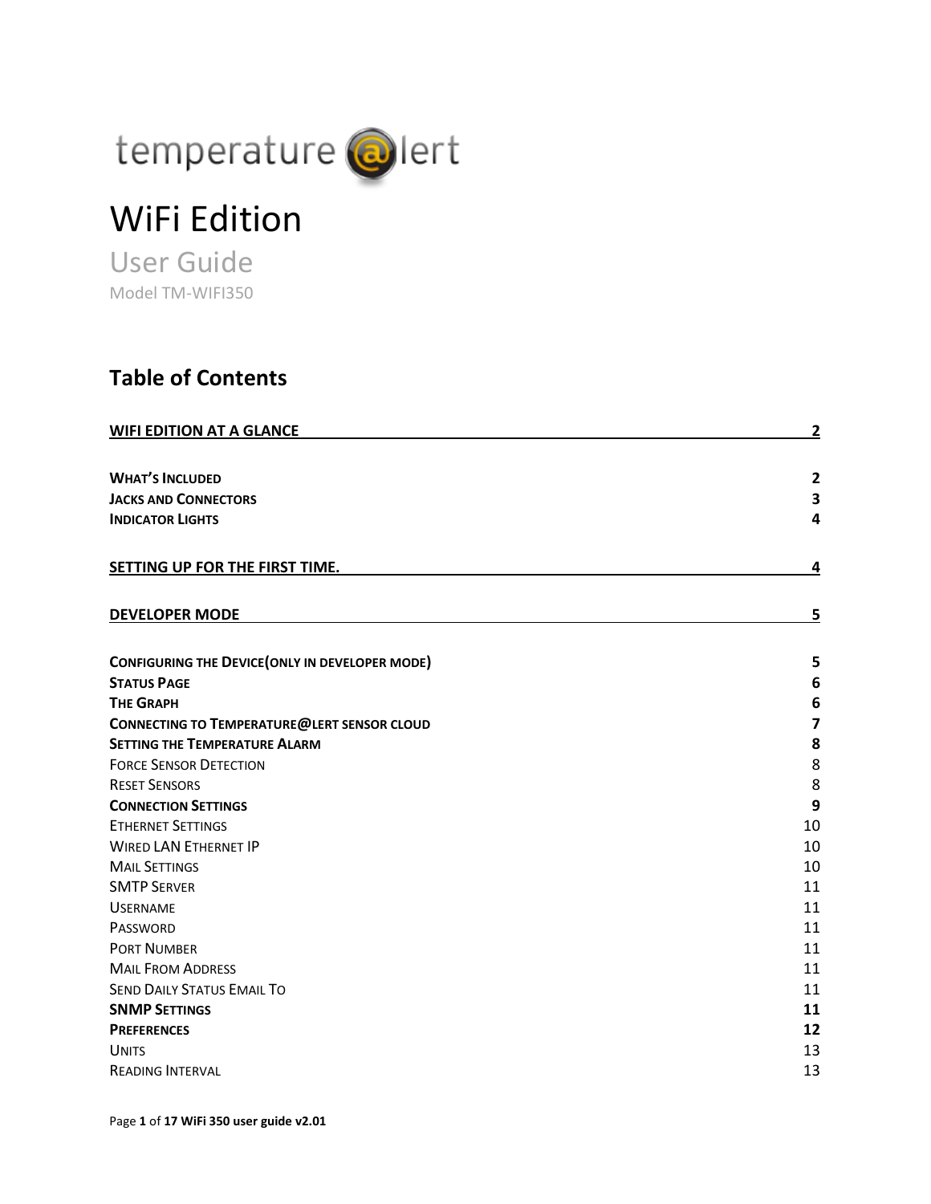temperature@lert

# WiFi Edition

## User Guide

Model TM-WIFI350

## Table of Contents

| | |
|---|---|
| **WIFI EDITION AT A GLANCE** | **2** |
| **WHAT'S INCLUDED** | **2** |
| **JACKS AND CONNECTORS** | **3** |
| **INDICATOR LIGHTS** | **4** |
| **SETTING UP FOR THE FIRST TIME.** | **4** |
| **DEVELOPER MODE** | **5** |
| **CONFIGURING THE DEVICE(ONLY IN DEVELOPER MODE)** | **5** |
| **STATUS PAGE** | **6** |
| **THE GRAPH** | **6** |
| **CONNECTING TO TEMPERATURE@LERT SENSOR CLOUD** | **7** |
| **SETTING THE TEMPERATURE ALARM** | **8** |
| FORCE SENSOR DETECTION | 8 |
| RESET SENSORS | 8 |
| **CONNECTION SETTINGS** | **9** |
| ETHERNET SETTINGS | 10 |
| WIRED LAN ETHERNET IP | 10 |
| MAIL SETTINGS | 10 |
| SMTP SERVER | 11 |
| USERNAME | 11 |
| PASSWORD | 11 |
| PORT NUMBER | 11 |
| MAIL FROM ADDRESS | 11 |
| SEND DAILY STATUS EMAIL TO | 11 |
| **SNMP SETTINGS** | **11** |
| **PREFERENCES** | **12** |
| UNITS | 13 |
| READING INTERVAL | 13 |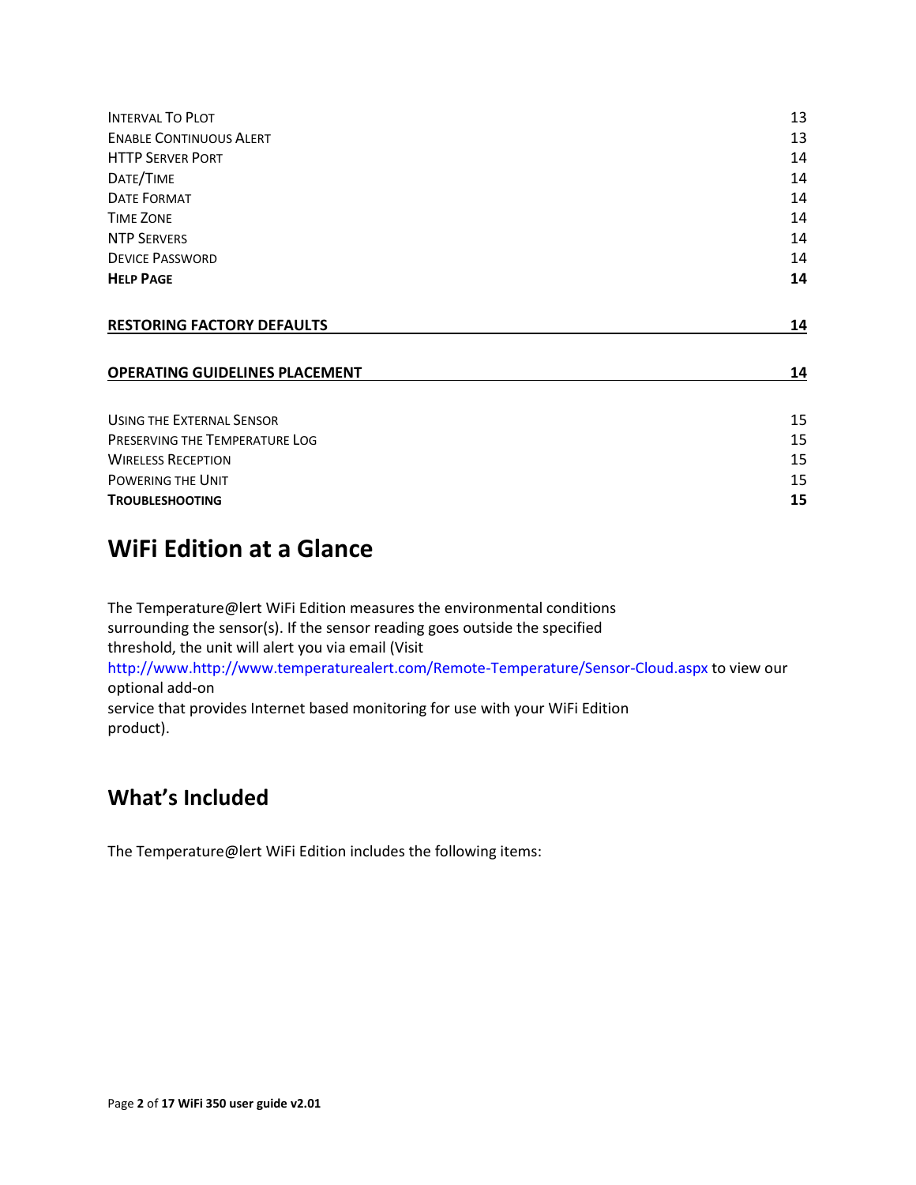| | |
|---|---|
| Interval To Plot | 13 |
| Enable Continuous Alert | 13 |
| HTTP Server Port | 14 |
| Date/Time | 14 |
| Date Format | 14 |
| Time Zone | 14 |
| NTP Servers | 14 |
| Device Password | 14 |
| **Help Page** | **14** |
| **RESTORING FACTORY DEFAULTS** | **14** |
| **OPERATING GUIDELINES PLACEMENT** | **14** |
| Using the External Sensor | 15 |
| Preserving the Temperature Log | 15 |
| Wireless Reception | 15 |
| Powering the Unit | 15 |
| **Troubleshooting** | **15** |

# WiFi Edition at a Glance

The Temperature@lert WiFi Edition measures the environmental conditions surrounding the sensor(s). If the sensor reading goes outside the specified threshold, the unit will alert you via email (Visit http://www.http://www.temperaturealert.com/Remote-Temperature/Sensor-Cloud.aspx to view our optional add-on service that provides Internet based monitoring for use with your WiFi Edition product).

## What's Included

The Temperature@lert WiFi Edition includes the following items: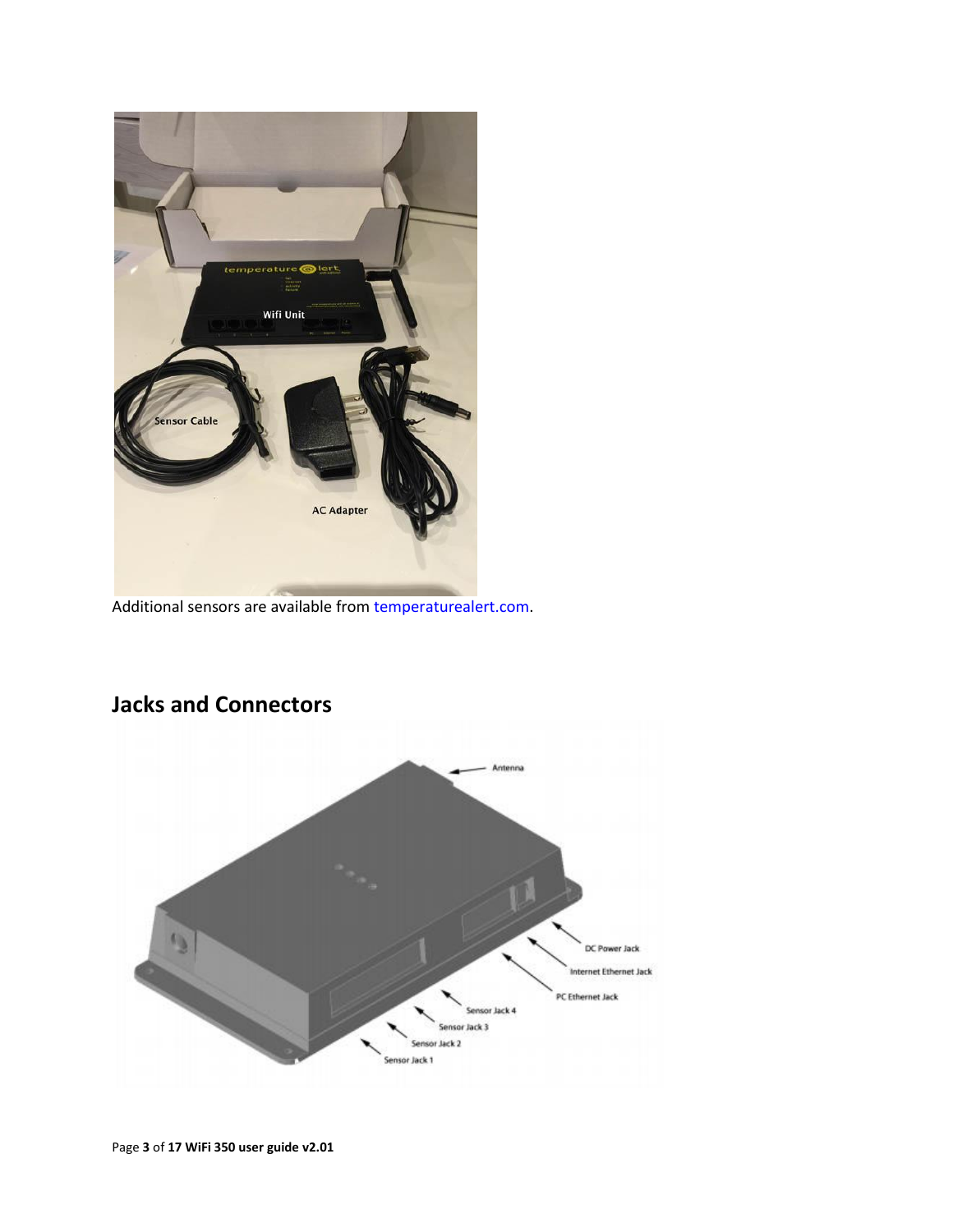Additional sensors are available from temperaturealert.com.

## Jacks and Connectors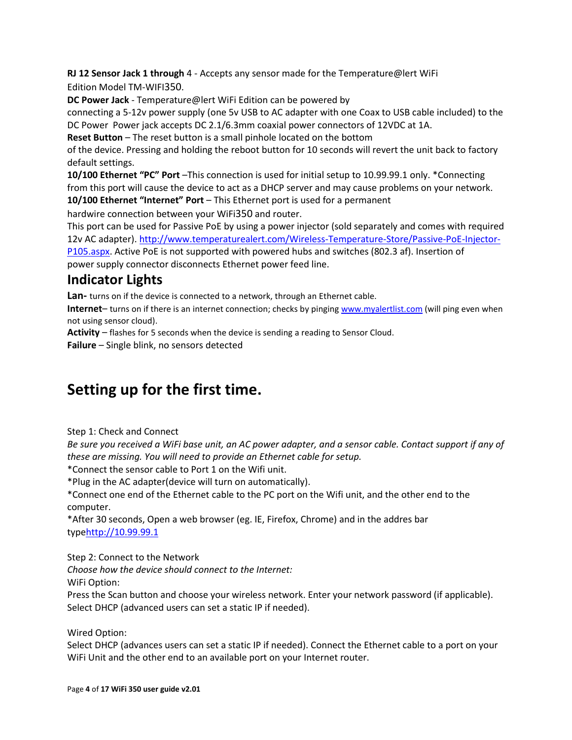**RJ 12 Sensor Jack 1 through** 4 - Accepts any sensor made for the Temperature@lert WiFi Edition Model TM-WIFI350.

**DC Power Jack** - Temperature@lert WiFi Edition can be powered by connecting a 5-12v power supply (one 5v USB to AC adapter with one Coax to USB cable included) to the DC Power Power jack accepts DC 2.1/6.3mm coaxial power connectors of 12VDC at 1A.

**Reset Button** – The reset button is a small pinhole located on the bottom of the device. Pressing and holding the reboot button for 10 seconds will revert the unit back to factory default settings.

**10/100 Ethernet "PC" Port** –This connection is used for initial setup to 10.99.99.1 only. *Connecting from this port will cause the device to act as a DHCP server and may cause problems on your network.

**10/100 Ethernet "Internet" Port** – This Ethernet port is used for a permanent hardwire connection between your WiFi350 and router.

This port can be used for Passive PoE by using a power injector (sold separately and comes with required 12v AC adapter). http://www.temperaturealert.com/Wireless-Temperature-Store/Passive-PoE-Injector-P105.aspx. Active PoE is not supported with powered hubs and switches (802.3 af). Insertion of power supply connector disconnects Ethernet power feed line.

## Indicator Lights

**Lan-** turns on if the device is connected to a network, through an Ethernet cable.

**Internet**– turns on if there is an internet connection; checks by pinging www.myalertlist.com (will ping even when not using sensor cloud).

**Activity** – flashes for 5 seconds when the device is sending a reading to Sensor Cloud.

**Failure** – Single blink, no sensors detected

# Setting up for the first time.

Step 1: Check and Connect

*Be sure you received a WiFi base unit, an AC power adapter, and a sensor cable. Contact support if any of these are missing. You will need to provide an Ethernet cable for setup.*

*Connect the sensor cable to Port 1 on the Wifi unit.

*Plug in the AC adapter(device will turn on automatically).

*Connect one end of the Ethernet cable to the PC port on the Wifi unit, and the other end to the computer.

*After 30 seconds, Open a web browser (eg. IE, Firefox, Chrome) and in the addres bar typehttp://10.99.99.1

Step 2: Connect to the Network

*Choose how the device should connect to the Internet:*

WiFi Option:

Press the Scan button and choose your wireless network. Enter your network password (if applicable). Select DHCP (advanced users can set a static IP if needed).

Wired Option:

Select DHCP (advances users can set a static IP if needed). Connect the Ethernet cable to a port on your WiFi Unit and the other end to an available port on your Internet router.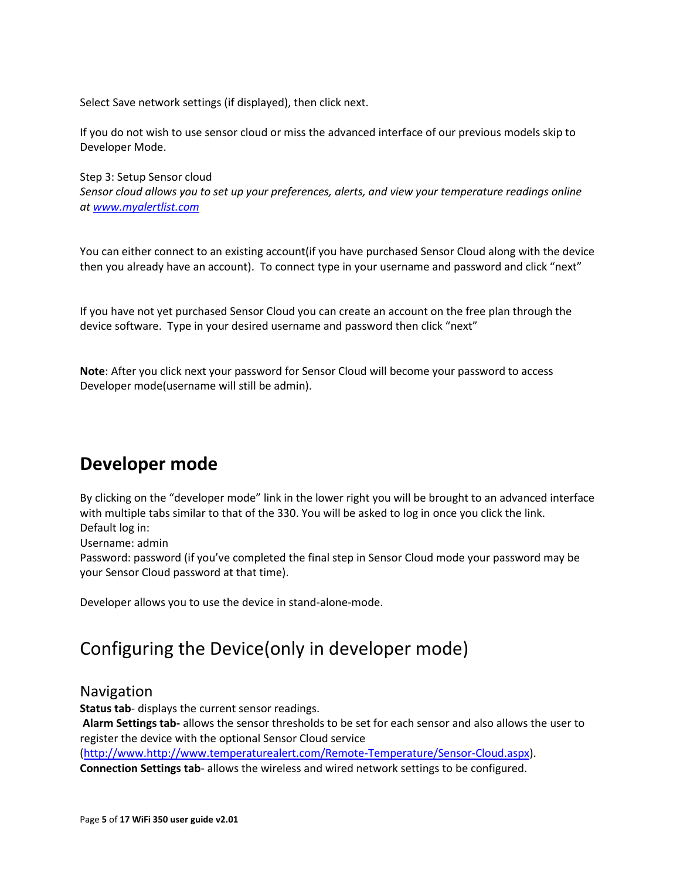Select Save network settings (if displayed), then click next.

If you do not wish to use sensor cloud or miss the advanced interface of our previous models skip to Developer Mode.

Step 3: Setup Sensor cloud
*Sensor cloud allows you to set up your preferences, alerts, and view your temperature readings online at [www.myalertlist.com](www.myalertlist.com)*

You can either connect to an existing account(if you have purchased Sensor Cloud along with the device then you already have an account). To connect type in your username and password and click "next"

If you have not yet purchased Sensor Cloud you can create an account on the free plan through the device software. Type in your desired username and password then click "next"

**Note**: After you click next your password for Sensor Cloud will become your password to access Developer mode(username will still be admin).

# Developer mode

By clicking on the "developer mode" link in the lower right you will be brought to an advanced interface with multiple tabs similar to that of the 330. You will be asked to log in once you click the link.
Default log in:
Username: admin
Password: password (if you've completed the final step in Sensor Cloud mode your password may be your Sensor Cloud password at that time).

Developer allows you to use the device in stand-alone-mode.

# Configuring the Device(only in developer mode)

## Navigation

**Status tab**- displays the current sensor readings.
**Alarm Settings tab-** allows the sensor thresholds to be set for each sensor and also allows the user to register the device with the optional Sensor Cloud service ([http://www.http://www.temperaturealert.com/Remote-Temperature/Sensor-Cloud.aspx](http://www.http://www.temperaturealert.com/Remote-Temperature/Sensor-Cloud.aspx)).
**Connection Settings tab**- allows the wireless and wired network settings to be configured.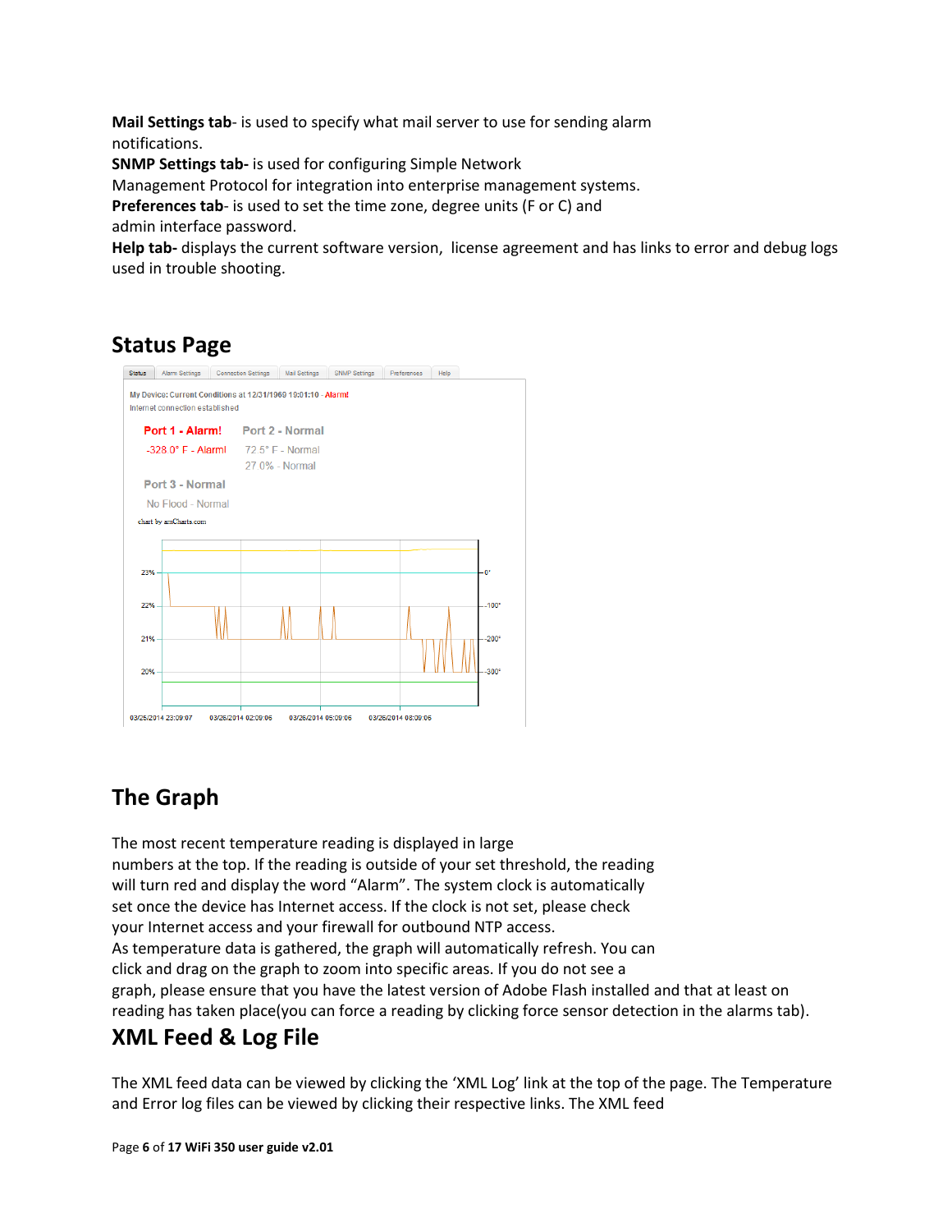**Mail Settings tab**- is used to specify what mail server to use for sending alarm notifications.
**SNMP Settings tab-** is used for configuring Simple Network Management Protocol for integration into enterprise management systems.
**Preferences tab**- is used to set the time zone, degree units (F or C) and admin interface password.
**Help tab-** displays the current software version,  license agreement and has links to error and debug logs used in trouble shooting.

## Status Page

## The Graph

The most recent temperature reading is displayed in large numbers at the top. If the reading is outside of your set threshold, the reading will turn red and display the word "Alarm". The system clock is automatically set once the device has Internet access. If the clock is not set, please check your Internet access and your firewall for outbound NTP access.
As temperature data is gathered, the graph will automatically refresh. You can click and drag on the graph to zoom into specific areas. If you do not see a graph, please ensure that you have the latest version of Adobe Flash installed and that at least on reading has taken place(you can force a reading by clicking force sensor detection in the alarms tab).

## XML Feed & Log File

The XML feed data can be viewed by clicking the 'XML Log' link at the top of the page. The Temperature and Error log files can be viewed by clicking their respective links. The XML feed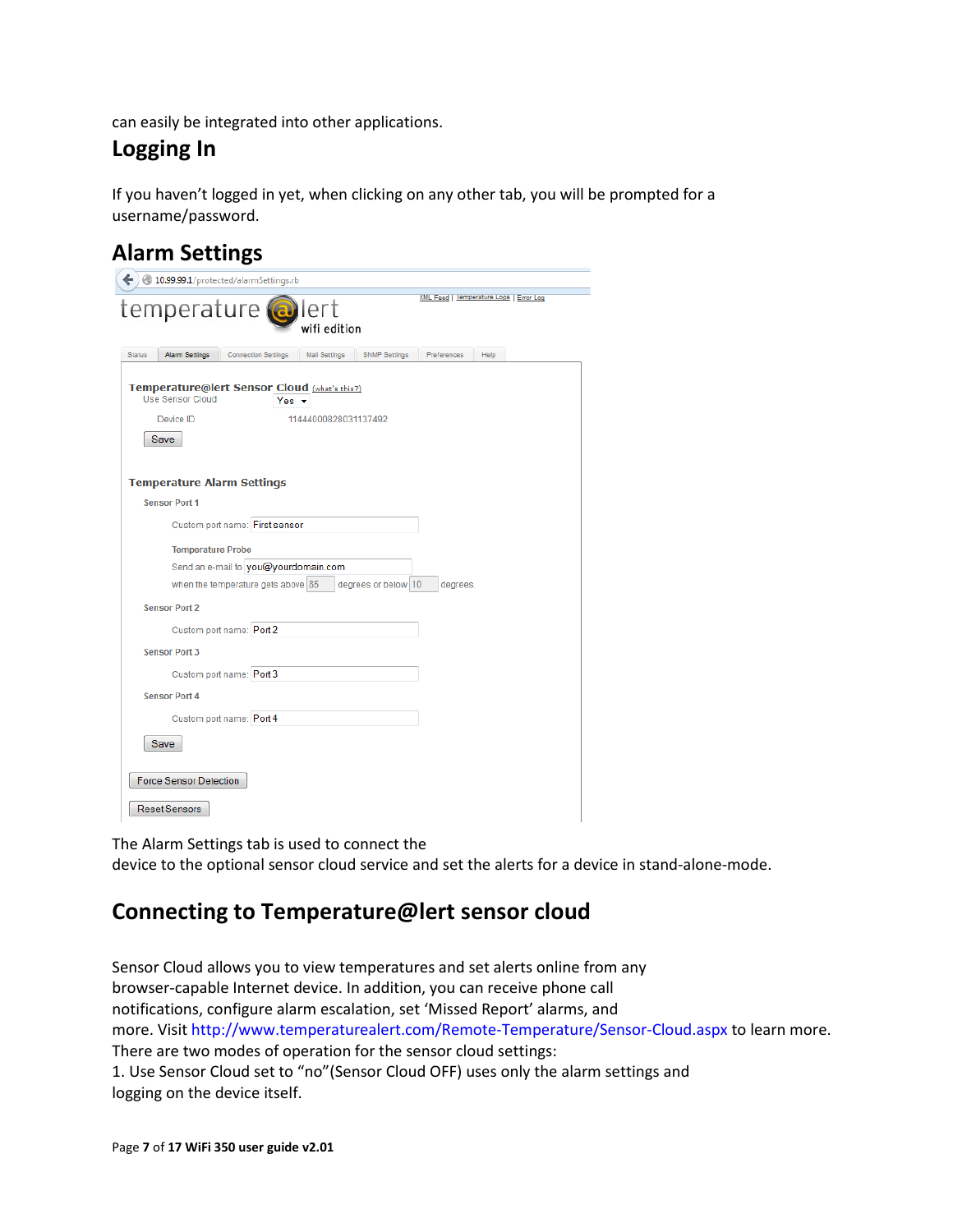can easily be integrated into other applications.

## Logging In

If you haven't logged in yet, when clicking on any other tab, you will be prompted for a username/password.

## Alarm Settings

The Alarm Settings tab is used to connect the device to the optional sensor cloud service and set the alerts for a device in stand-alone-mode.

## Connecting to Temperature@lert sensor cloud

Sensor Cloud allows you to view temperatures and set alerts online from any browser-capable Internet device. In addition, you can receive phone call notifications, configure alarm escalation, set 'Missed Report' alarms, and more. Visit http://www.temperaturealert.com/Remote-Temperature/Sensor-Cloud.aspx to learn more.

There are two modes of operation for the sensor cloud settings:

1. Use Sensor Cloud set to "no"(Sensor Cloud OFF) uses only the alarm settings and logging on the device itself.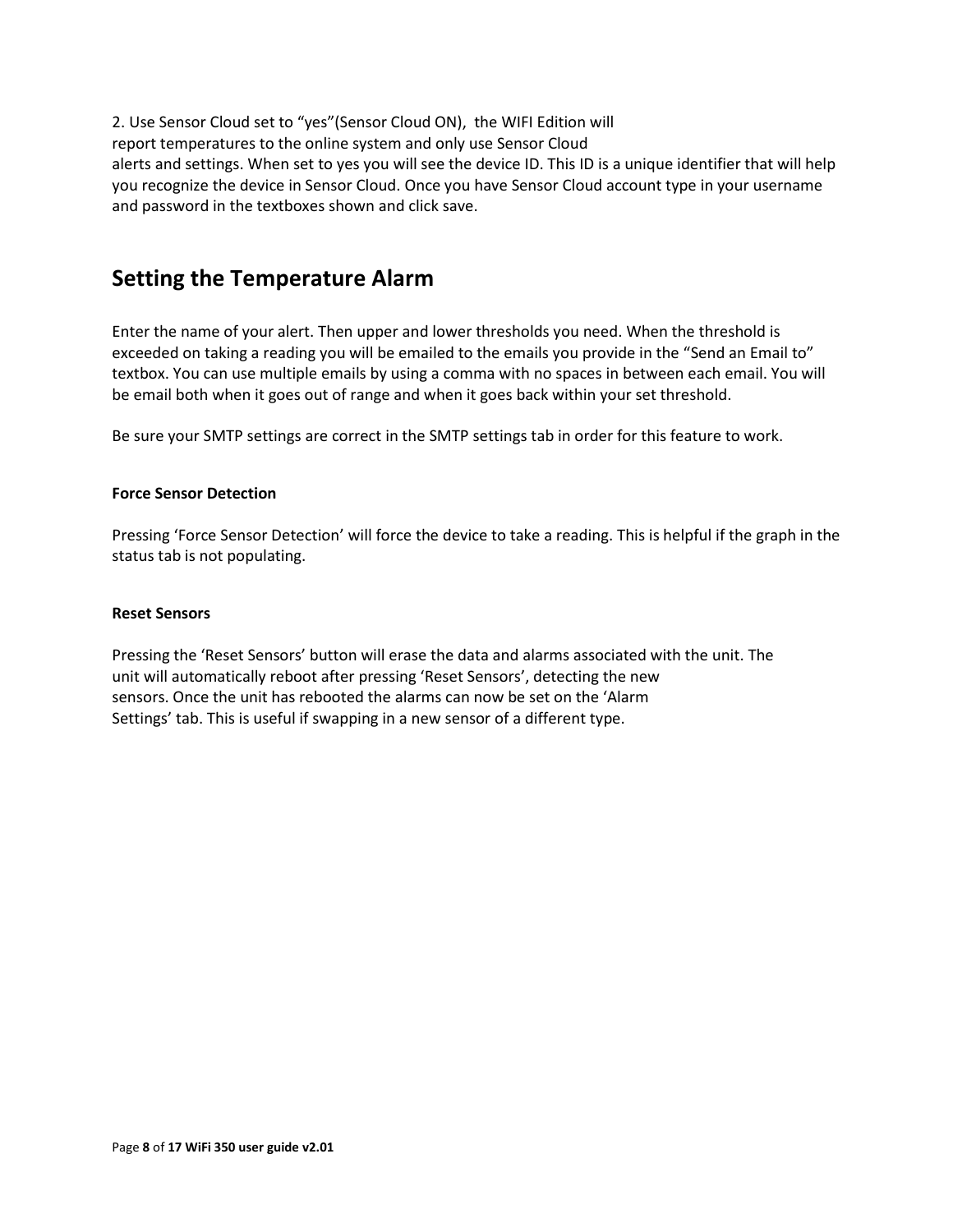2. Use Sensor Cloud set to “yes”(Sensor Cloud ON), the WIFI Edition will report temperatures to the online system and only use Sensor Cloud alerts and settings. When set to yes you will see the device ID. This ID is a unique identifier that will help you recognize the device in Sensor Cloud. Once you have Sensor Cloud account type in your username and password in the textboxes shown and click save.

## Setting the Temperature Alarm

Enter the name of your alert. Then upper and lower thresholds you need. When the threshold is exceeded on taking a reading you will be emailed to the emails you provide in the “Send an Email to” textbox. You can use multiple emails by using a comma with no spaces in between each email. You will be email both when it goes out of range and when it goes back within your set threshold.

Be sure your SMTP settings are correct in the SMTP settings tab in order for this feature to work.

**Force Sensor Detection**

Pressing ‘Force Sensor Detection’ will force the device to take a reading. This is helpful if the graph in the status tab is not populating.

**Reset Sensors**

Pressing the ‘Reset Sensors’ button will erase the data and alarms associated with the unit. The unit will automatically reboot after pressing ‘Reset Sensors’, detecting the new sensors. Once the unit has rebooted the alarms can now be set on the ‘Alarm Settings’ tab. This is useful if swapping in a new sensor of a different type.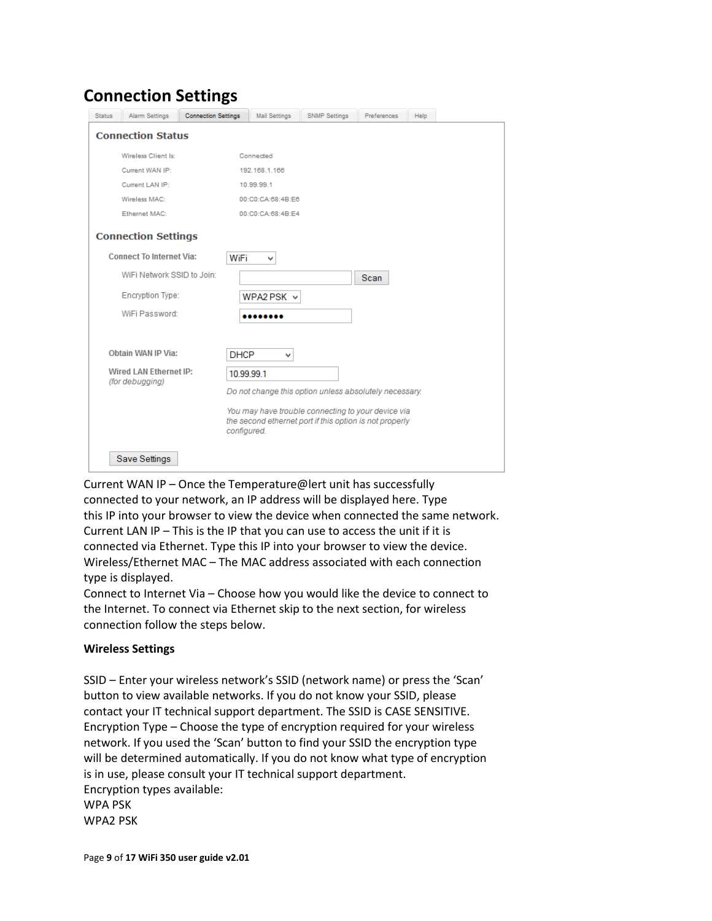## Connection Settings

Current WAN IP – Once the Temperature@lert unit has successfully connected to your network, an IP address will be displayed here. Type this IP into your browser to view the device when connected the same network.
Current LAN IP – This is the IP that you can use to access the unit if it is connected via Ethernet. Type this IP into your browser to view the device.
Wireless/Ethernet MAC – The MAC address associated with each connection type is displayed.
Connect to Internet Via – Choose how you would like the device to connect to the Internet. To connect via Ethernet skip to the next section, for wireless connection follow the steps below.

**Wireless Settings**

SSID – Enter your wireless network's SSID (network name) or press the 'Scan' button to view available networks. If you do not know your SSID, please contact your IT technical support department. The SSID is CASE SENSITIVE.
Encryption Type – Choose the type of encryption required for your wireless network. If you used the 'Scan' button to find your SSID the encryption type will be determined automatically. If you do not know what type of encryption is in use, please consult your IT technical support department.
Encryption types available:
WPA PSK
WPA2 PSK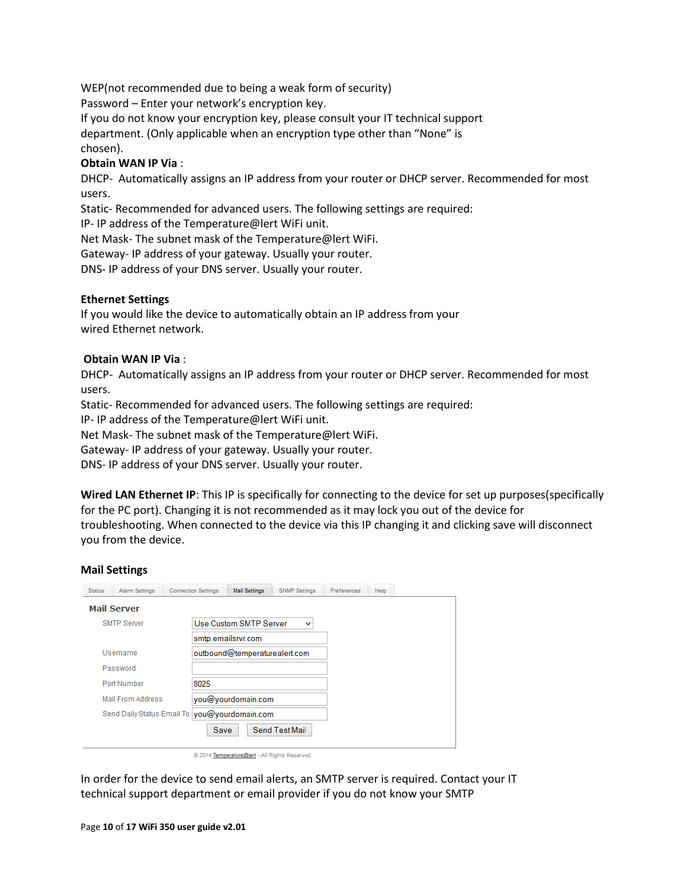WEP(not recommended due to being a weak form of security)
Password – Enter your network's encryption key.
If you do not know your encryption key, please consult your IT technical support department. (Only applicable when an encryption type other than "None" is chosen).

**Obtain WAN IP Via** :
DHCP- Automatically assigns an IP address from your router or DHCP server. Recommended for most users.
Static- Recommended for advanced users. The following settings are required:
IP- IP address of the Temperature@lert WiFi unit.
Net Mask- The subnet mask of the Temperature@lert WiFi.
Gateway- IP address of your gateway. Usually your router.
DNS- IP address of your DNS server. Usually your router.

**Ethernet Settings**
If you would like the device to automatically obtain an IP address from your wired Ethernet network.

**Obtain WAN IP Via** :
DHCP- Automatically assigns an IP address from your router or DHCP server. Recommended for most users.
Static- Recommended for advanced users. The following settings are required:
IP- IP address of the Temperature@lert WiFi unit.
Net Mask- The subnet mask of the Temperature@lert WiFi.
Gateway- IP address of your gateway. Usually your router.
DNS- IP address of your DNS server. Usually your router.

**Wired LAN Ethernet IP**: This IP is specifically for connecting to the device for set up purposes(specifically for the PC port). Changing it is not recommended as it may lock you out of the device for troubleshooting. When connected to the device via this IP changing it and clicking save will disconnect you from the device.

**Mail Settings**

Status | Alarm Settings | Connection Settings | Mail Settings | SNMP Settings | Preferences | Help

**Mail Server**

| | |
|---|---|
| SMTP Server | Use Custom SMTP Server |
| | smtp.emailsrvr.com |
| Username | outbound@temperaturealert.com |
| Password | |
| Port Number | 8025 |
| Mail From Address | you@yourdomain.com |
| Send Daily Status Email To | you@yourdomain.com |

Save | Send Test Mail

© 2014 Temperature@lert - All Rights Reserved.

In order for the device to send email alerts, an SMTP server is required. Contact your IT technical support department or email provider if you do not know your SMTP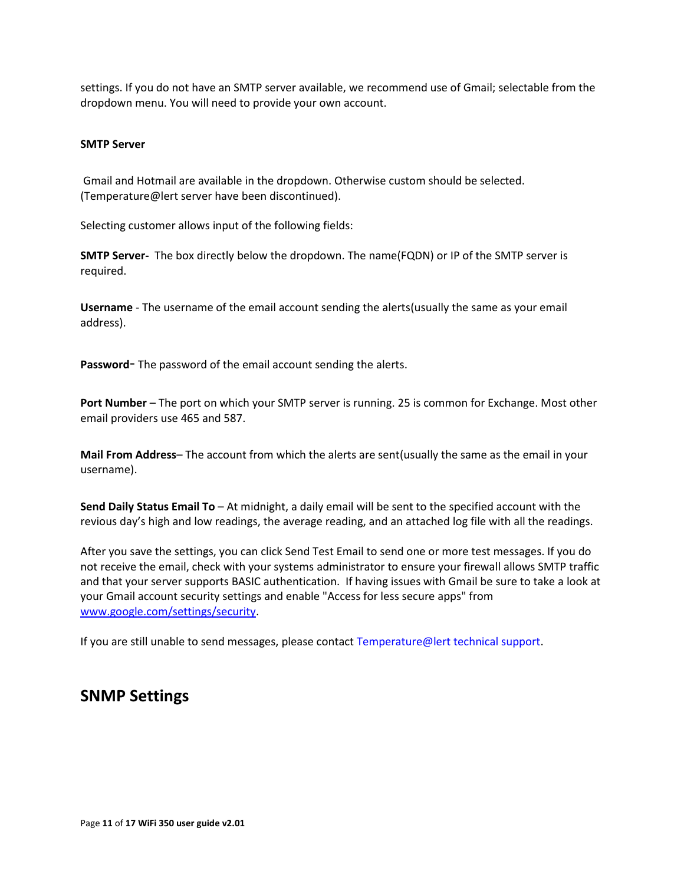settings. If you do not have an SMTP server available, we recommend use of Gmail; selectable from the dropdown menu. You will need to provide your own account.

**SMTP Server**

Gmail and Hotmail are available in the dropdown. Otherwise custom should be selected. (Temperature@lert server have been discontinued).

Selecting customer allows input of the following fields:

**SMTP Server-** The box directly below the dropdown. The name(FQDN) or IP of the SMTP server is required.

**Username** - The username of the email account sending the alerts(usually the same as your email address).

**Password**- The password of the email account sending the alerts.

**Port Number** – The port on which your SMTP server is running. 25 is common for Exchange. Most other email providers use 465 and 587.

**Mail From Address**– The account from which the alerts are sent(usually the same as the email in your username).

**Send Daily Status Email To** – At midnight, a daily email will be sent to the specified account with the revious day's high and low readings, the average reading, and an attached log file with all the readings.

After you save the settings, you can click Send Test Email to send one or more test messages. If you do not receive the email, check with your systems administrator to ensure your firewall allows SMTP traffic and that your server supports BASIC authentication. If having issues with Gmail be sure to take a look at your Gmail account security settings and enable "Access for less secure apps" from [www.google.com/settings/security](www.google.com/settings/security).

If you are still unable to send messages, please contact Temperature@lert technical support.

## SNMP Settings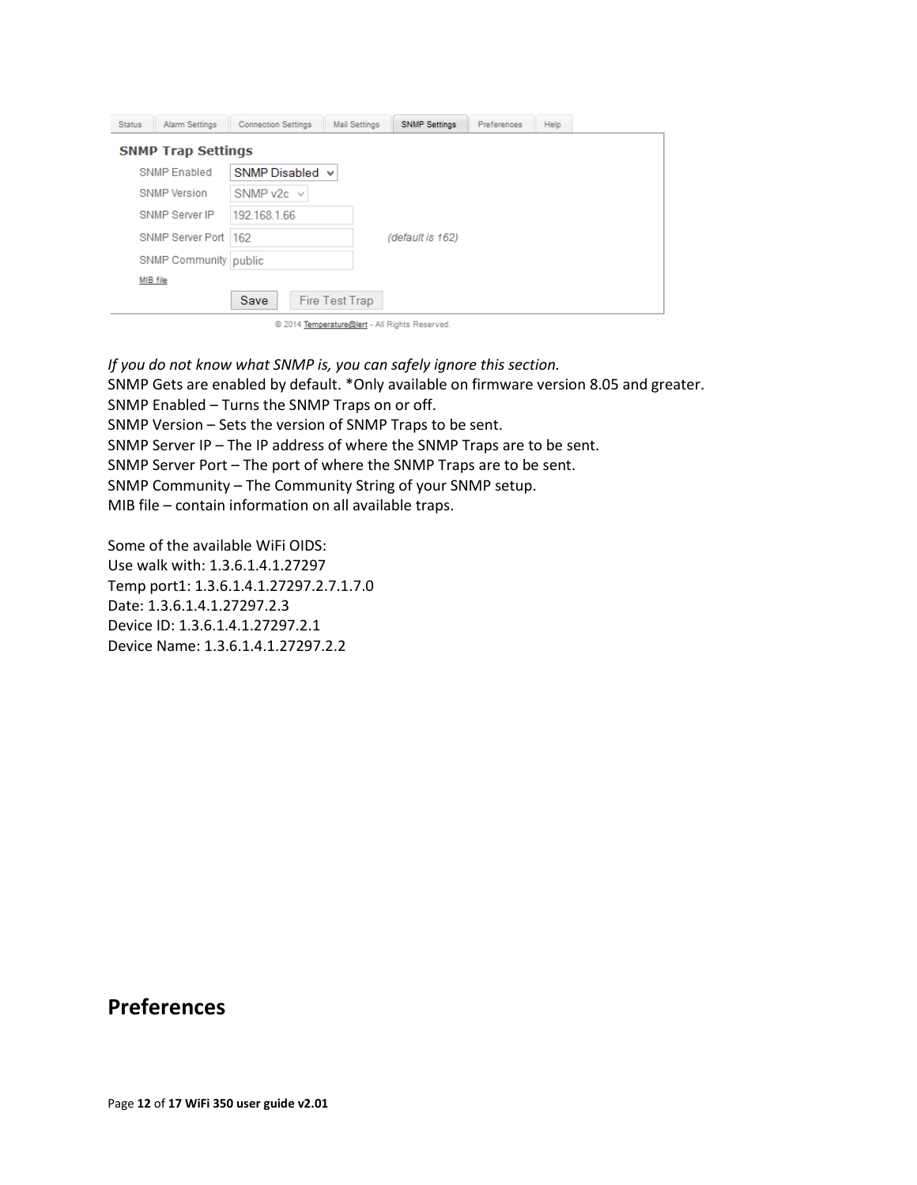*If you do not know what SNMP is, you can safely ignore this section.*

SNMP Gets are enabled by default. *Only available on firmware version 8.05 and greater.

SNMP Enabled – Turns the SNMP Traps on or off.

SNMP Version – Sets the version of SNMP Traps to be sent.

SNMP Server IP – The IP address of where the SNMP Traps are to be sent.

SNMP Server Port – The port of where the SNMP Traps are to be sent.

SNMP Community – The Community String of your SNMP setup.

MIB file – contain information on all available traps.

Some of the available WiFi OIDS:

Use walk with: 1.3.6.1.4.1.27297

Temp port1: 1.3.6.1.4.1.27297.2.7.1.7.0

Date: 1.3.6.1.4.1.27297.2.3

Device ID: 1.3.6.1.4.1.27297.2.1

Device Name: 1.3.6.1.4.1.27297.2.2

# Preferences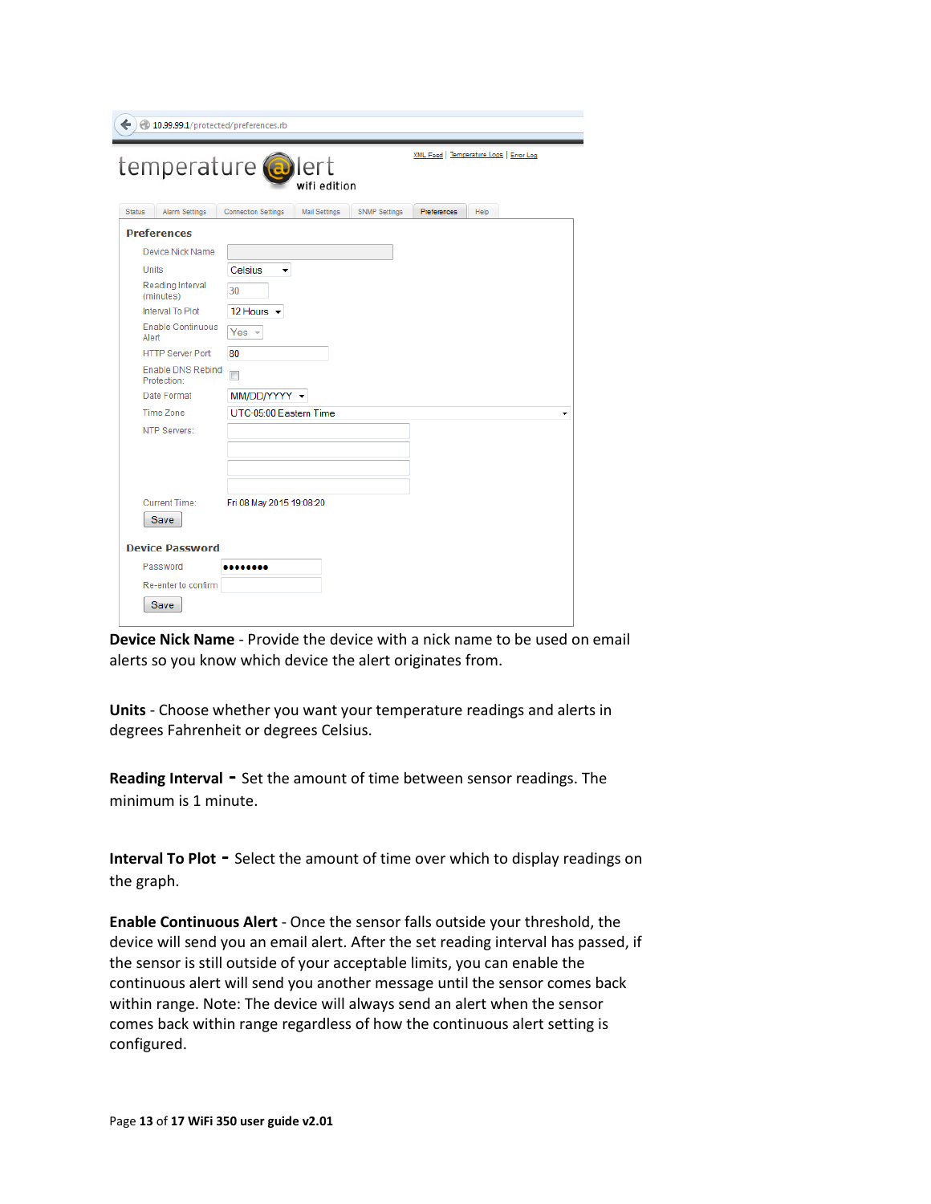10.99.99.1/protected/preferences.rb

XML Feed | Temperature Logs | Error Log

temperature @lert
wifi edition

Status | Alarm Settings | Connection Settings | Mail Settings | SNMP Settings | Preferences | Help

**Preferences**

| | |
|---|---|
| Device Nick Name | |
| Units | Celsius |
| Reading Interval (minutes) | 30 |
| Interval To Plot | 12 Hours |
| Enable Continuous Alert | Yes |
| HTTP Server Port | 80 |
| Enable DNS Rebind Protection: | ☐ |
| Date Format | MM/DD/YYYY |
| Time Zone | UTC-05:00 Eastern Time |
| NTP Servers: | |
| Current Time: | Fri 08 May 2015 19:08:20 |

Save

**Device Password**

| | |
|---|---|
| Password | •••••••• |
| Re-enter to confirm | |

Save

**Device Nick Name** - Provide the device with a nick name to be used on email alerts so you know which device the alert originates from.

**Units** - Choose whether you want your temperature readings and alerts in degrees Fahrenheit or degrees Celsius.

**Reading Interval** - Set the amount of time between sensor readings. The minimum is 1 minute.

**Interval To Plot** - Select the amount of time over which to display readings on the graph.

**Enable Continuous Alert** - Once the sensor falls outside your threshold, the device will send you an email alert. After the set reading interval has passed, if the sensor is still outside of your acceptable limits, you can enable the continuous alert will send you another message until the sensor comes back within range. Note: The device will always send an alert when the sensor comes back within range regardless of how the continuous alert setting is configured.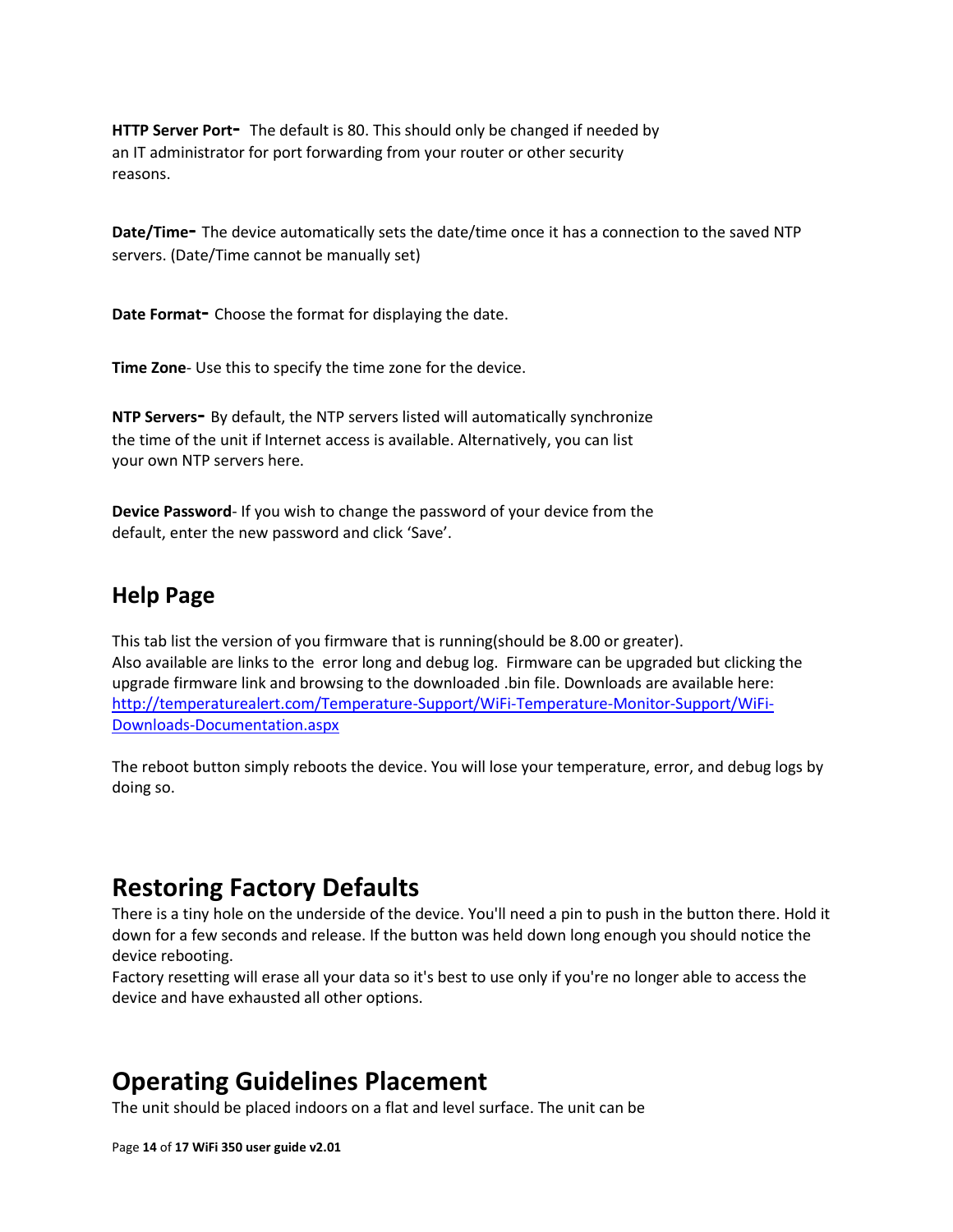**HTTP Server Port-** The default is 80. This should only be changed if needed by an IT administrator for port forwarding from your router or other security reasons.

**Date/Time-** The device automatically sets the date/time once it has a connection to the saved NTP servers. (Date/Time cannot be manually set)

**Date Format-** Choose the format for displaying the date.

**Time Zone**- Use this to specify the time zone for the device.

**NTP Servers-** By default, the NTP servers listed will automatically synchronize the time of the unit if Internet access is available. Alternatively, you can list your own NTP servers here.

**Device Password**- If you wish to change the password of your device from the default, enter the new password and click 'Save'.

## Help Page

This tab list the version of you firmware that is running(should be 8.00 or greater).
Also available are links to the error long and debug log. Firmware can be upgraded but clicking the upgrade firmware link and browsing to the downloaded .bin file. Downloads are available here: [http://temperaturealert.com/Temperature-Support/WiFi-Temperature-Monitor-Support/WiFi-Downloads-Documentation.aspx](http://temperaturealert.com/Temperature-Support/WiFi-Temperature-Monitor-Support/WiFi-Downloads-Documentation.aspx)

The reboot button simply reboots the device. You will lose your temperature, error, and debug logs by doing so.

# Restoring Factory Defaults

There is a tiny hole on the underside of the device. You'll need a pin to push in the button there. Hold it down for a few seconds and release. If the button was held down long enough you should notice the device rebooting.
Factory resetting will erase all your data so it's best to use only if you're no longer able to access the device and have exhausted all other options.

# Operating Guidelines Placement

The unit should be placed indoors on a flat and level surface. The unit can be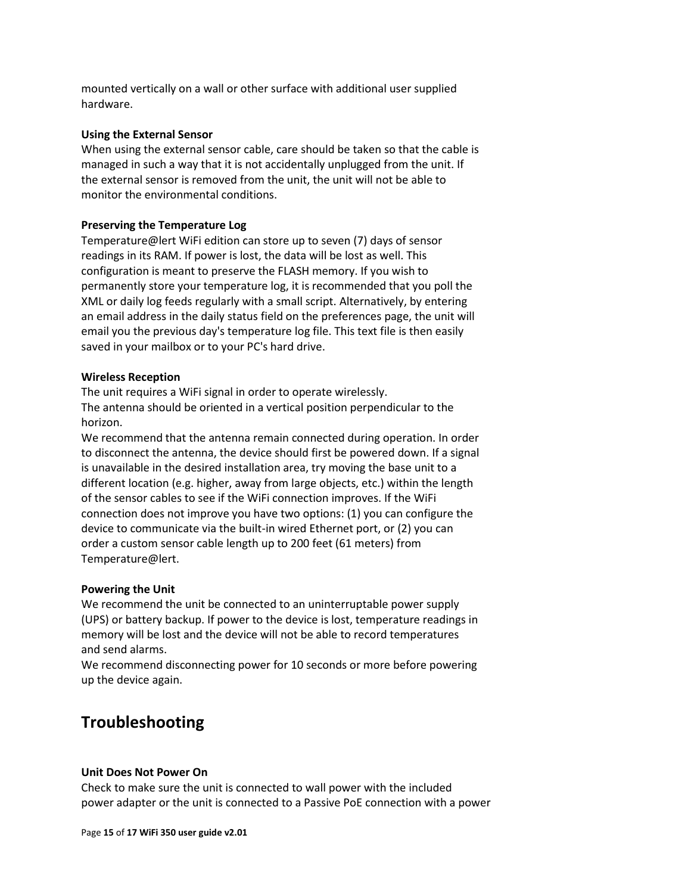mounted vertically on a wall or other surface with additional user supplied hardware.

**Using the External Sensor**

When using the external sensor cable, care should be taken so that the cable is managed in such a way that it is not accidentally unplugged from the unit. If the external sensor is removed from the unit, the unit will not be able to monitor the environmental conditions.

**Preserving the Temperature Log**

Temperature@lert WiFi edition can store up to seven (7) days of sensor readings in its RAM. If power is lost, the data will be lost as well. This configuration is meant to preserve the FLASH memory. If you wish to permanently store your temperature log, it is recommended that you poll the XML or daily log feeds regularly with a small script. Alternatively, by entering an email address in the daily status field on the preferences page, the unit will email you the previous day's temperature log file. This text file is then easily saved in your mailbox or to your PC's hard drive.

**Wireless Reception**

The unit requires a WiFi signal in order to operate wirelessly.
The antenna should be oriented in a vertical position perpendicular to the horizon.
We recommend that the antenna remain connected during operation. In order to disconnect the antenna, the device should first be powered down. If a signal is unavailable in the desired installation area, try moving the base unit to a different location (e.g. higher, away from large objects, etc.) within the length of the sensor cables to see if the WiFi connection improves. If the WiFi connection does not improve you have two options: (1) you can configure the device to communicate via the built-in wired Ethernet port, or (2) you can order a custom sensor cable length up to 200 feet (61 meters) from Temperature@lert.

**Powering the Unit**

We recommend the unit be connected to an uninterruptable power supply (UPS) or battery backup. If power to the device is lost, temperature readings in memory will be lost and the device will not be able to record temperatures and send alarms.
We recommend disconnecting power for 10 seconds or more before powering up the device again.

# Troubleshooting

**Unit Does Not Power On**

Check to make sure the unit is connected to wall power with the included power adapter or the unit is connected to a Passive PoE connection with a power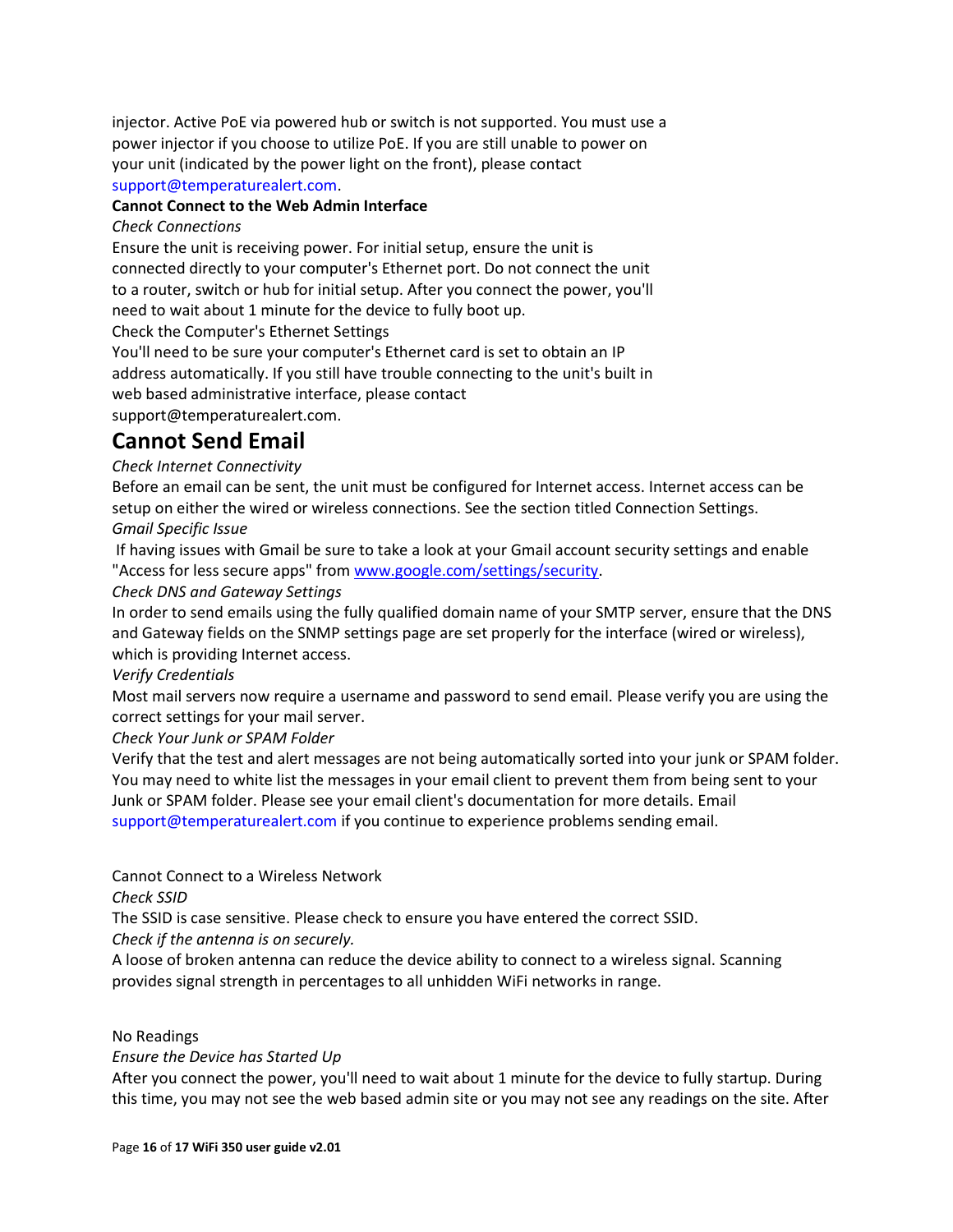injector. Active PoE via powered hub or switch is not supported. You must use a power injector if you choose to utilize PoE. If you are still unable to power on your unit (indicated by the power light on the front), please contact support@temperaturealert.com.

**Cannot Connect to the Web Admin Interface**

*Check Connections*

Ensure the unit is receiving power. For initial setup, ensure the unit is connected directly to your computer's Ethernet port. Do not connect the unit to a router, switch or hub for initial setup. After you connect the power, you'll need to wait about 1 minute for the device to fully boot up.

Check the Computer's Ethernet Settings

You'll need to be sure your computer's Ethernet card is set to obtain an IP address automatically. If you still have trouble connecting to the unit's built in web based administrative interface, please contact support@temperaturealert.com.

## Cannot Send Email

*Check Internet Connectivity*

Before an email can be sent, the unit must be configured for Internet access. Internet access can be setup on either the wired or wireless connections. See the section titled Connection Settings.

*Gmail Specific Issue*

If having issues with Gmail be sure to take a look at your Gmail account security settings and enable "Access for less secure apps" from www.google.com/settings/security.

*Check DNS and Gateway Settings*

In order to send emails using the fully qualified domain name of your SMTP server, ensure that the DNS and Gateway fields on the SNMP settings page are set properly for the interface (wired or wireless), which is providing Internet access.

*Verify Credentials*

Most mail servers now require a username and password to send email. Please verify you are using the correct settings for your mail server.

*Check Your Junk or SPAM Folder*

Verify that the test and alert messages are not being automatically sorted into your junk or SPAM folder. You may need to white list the messages in your email client to prevent them from being sent to your Junk or SPAM folder. Please see your email client's documentation for more details. Email support@temperaturealert.com if you continue to experience problems sending email.

Cannot Connect to a Wireless Network

*Check SSID*

The SSID is case sensitive. Please check to ensure you have entered the correct SSID.

*Check if the antenna is on securely.*

A loose of broken antenna can reduce the device ability to connect to a wireless signal. Scanning provides signal strength in percentages to all unhidden WiFi networks in range.

No Readings

*Ensure the Device has Started Up*

After you connect the power, you'll need to wait about 1 minute for the device to fully startup. During this time, you may not see the web based admin site or you may not see any readings on the site. After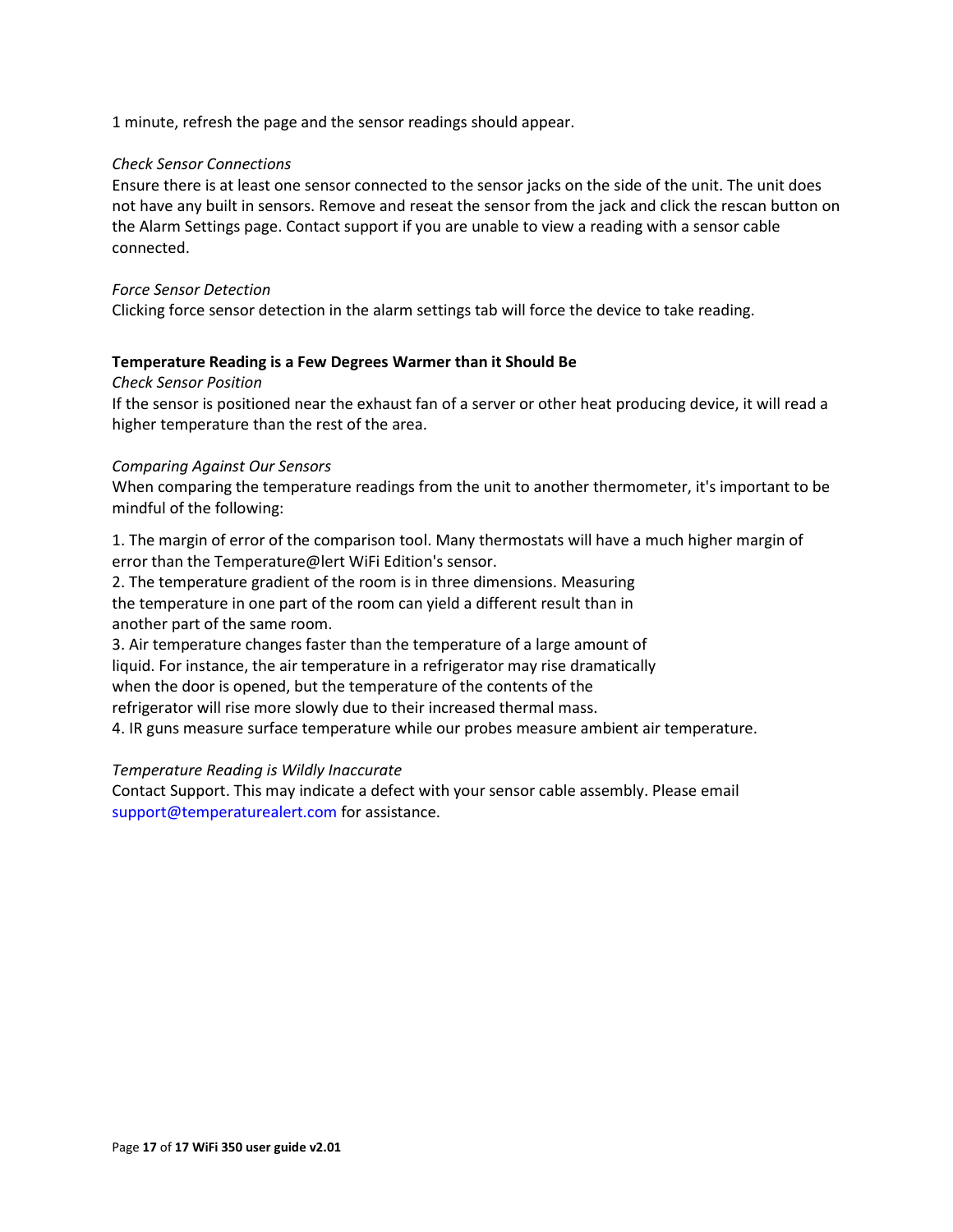1 minute, refresh the page and the sensor readings should appear.

*Check Sensor Connections*

Ensure there is at least one sensor connected to the sensor jacks on the side of the unit. The unit does not have any built in sensors. Remove and reseat the sensor from the jack and click the rescan button on the Alarm Settings page. Contact support if you are unable to view a reading with a sensor cable connected.

*Force Sensor Detection*

Clicking force sensor detection in the alarm settings tab will force the device to take reading.

**Temperature Reading is a Few Degrees Warmer than it Should Be**

*Check Sensor Position*

If the sensor is positioned near the exhaust fan of a server or other heat producing device, it will read a higher temperature than the rest of the area.

*Comparing Against Our Sensors*

When comparing the temperature readings from the unit to another thermometer, it's important to be mindful of the following:

1. The margin of error of the comparison tool. Many thermostats will have a much higher margin of error than the Temperature@lert WiFi Edition's sensor.
2. The temperature gradient of the room is in three dimensions. Measuring the temperature in one part of the room can yield a different result than in another part of the same room.
3. Air temperature changes faster than the temperature of a large amount of liquid. For instance, the air temperature in a refrigerator may rise dramatically when the door is opened, but the temperature of the contents of the refrigerator will rise more slowly due to their increased thermal mass.
4. IR guns measure surface temperature while our probes measure ambient air temperature.

*Temperature Reading is Wildly Inaccurate*

Contact Support. This may indicate a defect with your sensor cable assembly. Please email support@temperaturealert.com for assistance.